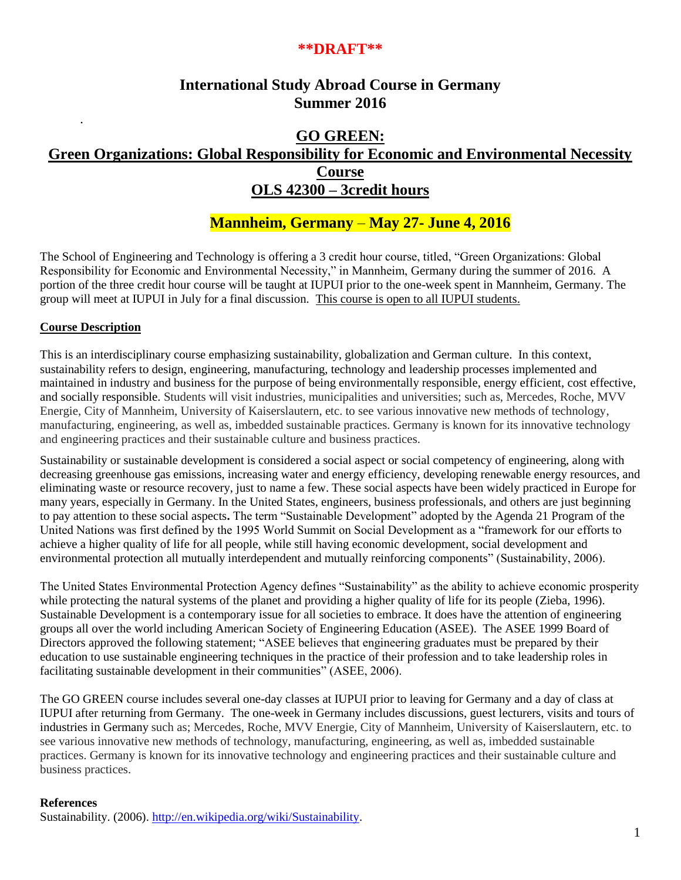**\*\*DRAFT\*\***

# International Study Abroad Course in Germany
# Summer 2016

.

## GO GREEN:
## Green Organizations: Global Responsibility for Economic and Environmental Necessity Course
## OLS 42300 – 3credit hours

### Mannheim, Germany – May 27- June 4, 2016

The School of Engineering and Technology is offering a 3 credit hour course, titled, "Green Organizations: Global Responsibility for Economic and Environmental Necessity," in Mannheim, Germany during the summer of 2016. A portion of the three credit hour course will be taught at IUPUI prior to the one-week spent in Mannheim, Germany. The group will meet at IUPUI in July for a final discussion. This course is open to all IUPUI students.

**Course Description**

This is an interdisciplinary course emphasizing sustainability, globalization and German culture. In this context, sustainability refers to design, engineering, manufacturing, technology and leadership processes implemented and maintained in industry and business for the purpose of being environmentally responsible, energy efficient, cost effective, and socially responsible. Students will visit industries, municipalities and universities; such as, Mercedes, Roche, MVV Energie, City of Mannheim, University of Kaiserslautern, etc. to see various innovative new methods of technology, manufacturing, engineering, as well as, imbedded sustainable practices. Germany is known for its innovative technology and engineering practices and their sustainable culture and business practices.

Sustainability or sustainable development is considered a social aspect or social competency of engineering, along with decreasing greenhouse gas emissions, increasing water and energy efficiency, developing renewable energy resources, and eliminating waste or resource recovery, just to name a few. These social aspects have been widely practiced in Europe for many years, especially in Germany. In the United States, engineers, business professionals, and others are just beginning to pay attention to these social aspects**.** The term "Sustainable Development" adopted by the Agenda 21 Program of the United Nations was first defined by the 1995 World Summit on Social Development as a "framework for our efforts to achieve a higher quality of life for all people, while still having economic development, social development and environmental protection all mutually interdependent and mutually reinforcing components" (Sustainability, 2006).

The United States Environmental Protection Agency defines "Sustainability" as the ability to achieve economic prosperity while protecting the natural systems of the planet and providing a higher quality of life for its people (Zieba, 1996). Sustainable Development is a contemporary issue for all societies to embrace. It does have the attention of engineering groups all over the world including American Society of Engineering Education (ASEE). The ASEE 1999 Board of Directors approved the following statement; "ASEE believes that engineering graduates must be prepared by their education to use sustainable engineering techniques in the practice of their profession and to take leadership roles in facilitating sustainable development in their communities" (ASEE, 2006).

The GO GREEN course includes several one-day classes at IUPUI prior to leaving for Germany and a day of class at IUPUI after returning from Germany. The one-week in Germany includes discussions, guest lecturers, visits and tours of industries in Germany such as; Mercedes, Roche, MVV Energie, City of Mannheim, University of Kaiserslautern, etc. to see various innovative new methods of technology, manufacturing, engineering, as well as, imbedded sustainable practices. Germany is known for its innovative technology and engineering practices and their sustainable culture and business practices.

**References**

Sustainability. (2006). http://en.wikipedia.org/wiki/Sustainability.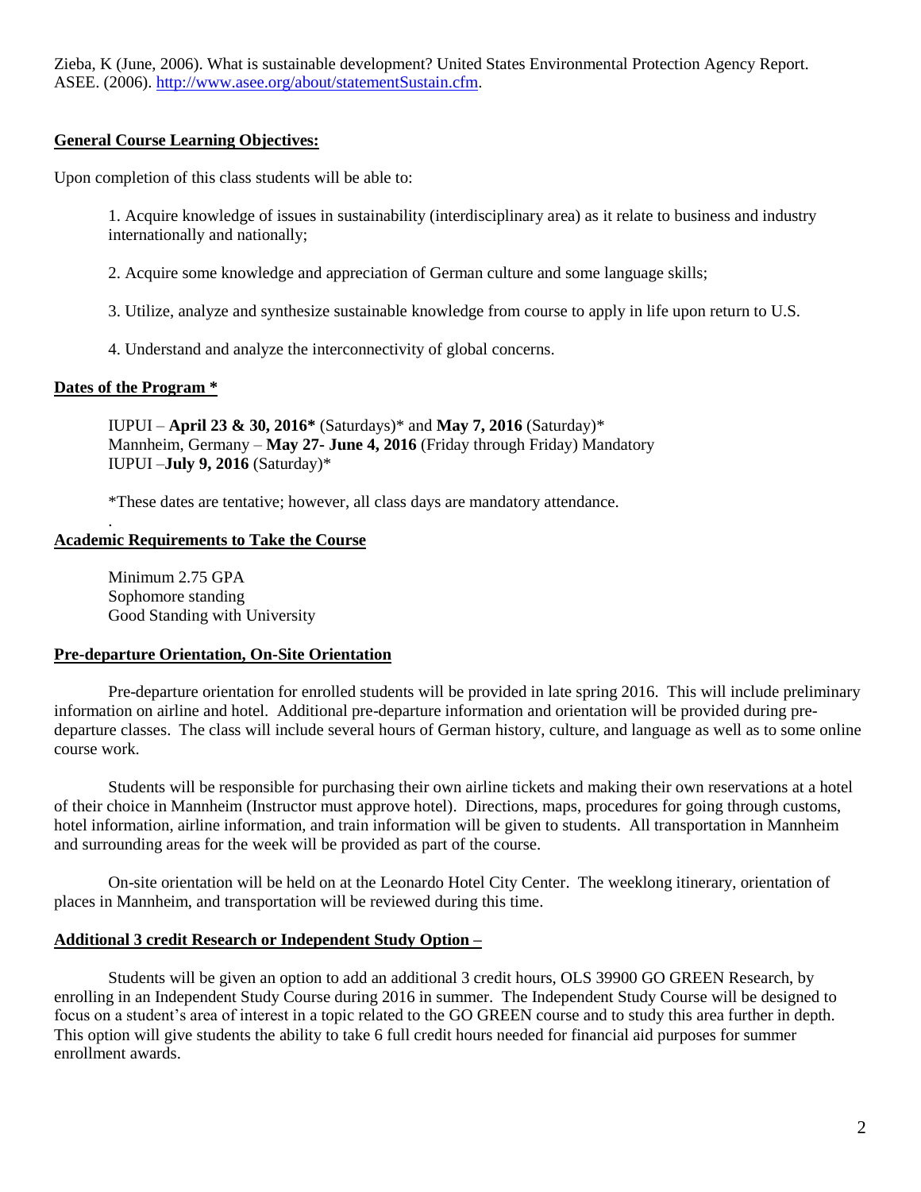Zieba, K (June, 2006). What is sustainable development? United States Environmental Protection Agency Report.
ASEE. (2006). [http://www.asee.org/about/statementSustain.cfm](http://www.asee.org/about/statementSustain.cfm).

## General Course Learning Objectives:

Upon completion of this class students will be able to:

1. Acquire knowledge of issues in sustainability (interdisciplinary area) as it relate to business and industry internationally and nationally;

2. Acquire some knowledge and appreciation of German culture and some language skills;

3. Utilize, analyze and synthesize sustainable knowledge from course to apply in life upon return to U.S.

4. Understand and analyze the interconnectivity of global concerns.

## Dates of the Program *

IUPUI – **April 23 & 30, 2016*** (Saturdays)* and **May 7, 2016** (Saturday)*
Mannheim, Germany – **May 27- June 4, 2016** (Friday through Friday) Mandatory
IUPUI –**July 9, 2016** (Saturday)*

*These dates are tentative; however, all class days are mandatory attendance.

## Academic Requirements to Take the Course

Minimum 2.75 GPA
Sophomore standing
Good Standing with University

## Pre-departure Orientation, On-Site Orientation

Pre-departure orientation for enrolled students will be provided in late spring 2016. This will include preliminary information on airline and hotel. Additional pre-departure information and orientation will be provided during pre-departure classes. The class will include several hours of German history, culture, and language as well as to some online course work.

Students will be responsible for purchasing their own airline tickets and making their own reservations at a hotel of their choice in Mannheim (Instructor must approve hotel). Directions, maps, procedures for going through customs, hotel information, airline information, and train information will be given to students. All transportation in Mannheim and surrounding areas for the week will be provided as part of the course.

On-site orientation will be held on at the Leonardo Hotel City Center. The weeklong itinerary, orientation of places in Mannheim, and transportation will be reviewed during this time.

## Additional 3 credit Research or Independent Study Option –

Students will be given an option to add an additional 3 credit hours, OLS 39900 GO GREEN Research, by enrolling in an Independent Study Course during 2016 in summer. The Independent Study Course will be designed to focus on a student's area of interest in a topic related to the GO GREEN course and to study this area further in depth. This option will give students the ability to take 6 full credit hours needed for financial aid purposes for summer enrollment awards.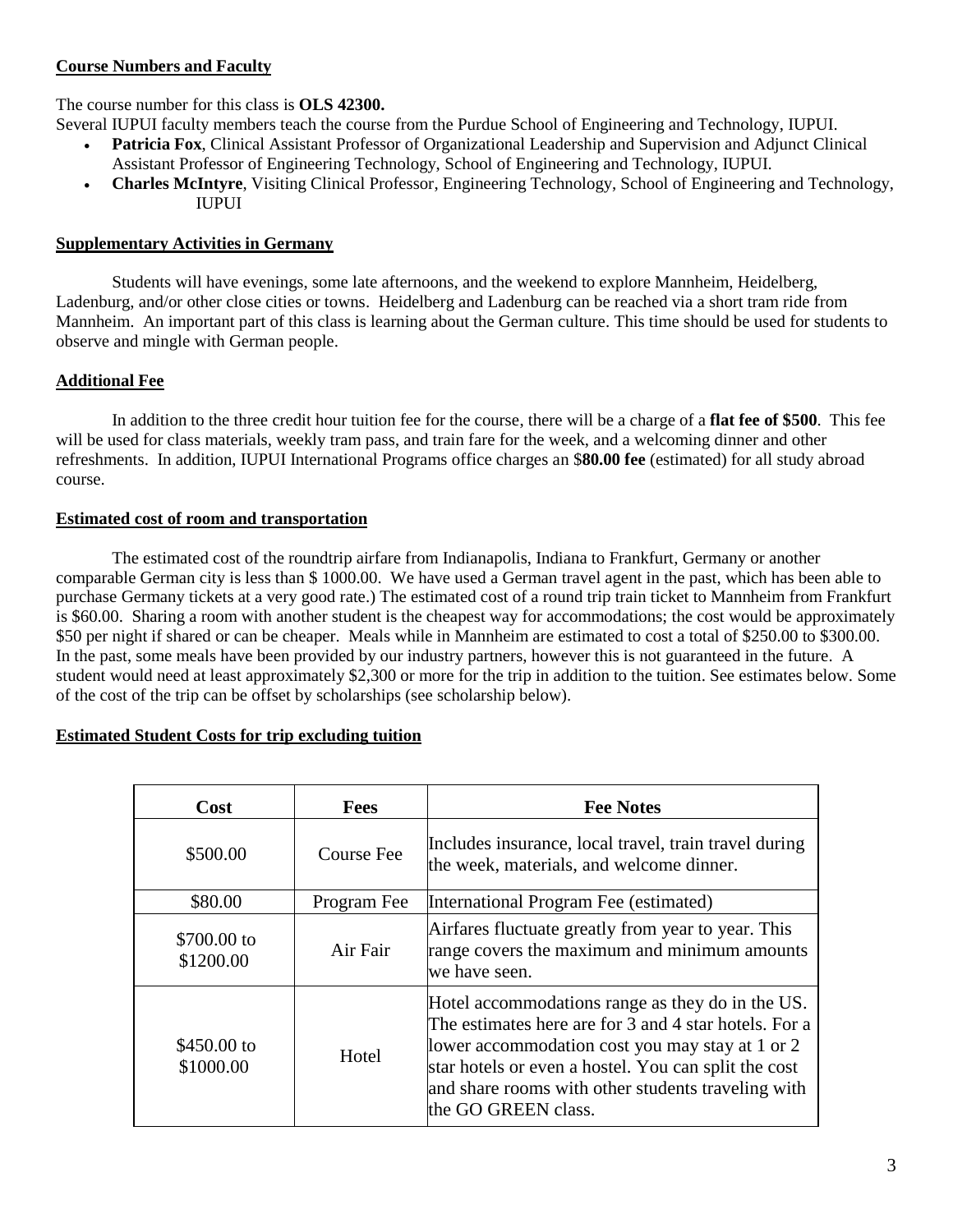**Course Numbers and Faculty**

The course number for this class is **OLS 42300.**

Several IUPUI faculty members teach the course from the Purdue School of Engineering and Technology, IUPUI.

- **Patricia Fox**, Clinical Assistant Professor of Organizational Leadership and Supervision and Adjunct Clinical Assistant Professor of Engineering Technology, School of Engineering and Technology, IUPUI.
- **Charles McIntyre**, Visiting Clinical Professor, Engineering Technology, School of Engineering and Technology, IUPUI

**Supplementary Activities in Germany**

Students will have evenings, some late afternoons, and the weekend to explore Mannheim, Heidelberg, Ladenburg, and/or other close cities or towns. Heidelberg and Ladenburg can be reached via a short tram ride from Mannheim. An important part of this class is learning about the German culture. This time should be used for students to observe and mingle with German people.

**Additional Fee**

In addition to the three credit hour tuition fee for the course, there will be a charge of a **flat fee of $500**. This fee will be used for class materials, weekly tram pass, and train fare for the week, and a welcoming dinner and other refreshments. In addition, IUPUI International Programs office charges an $**80.00 fee** (estimated) for all study abroad course.

**Estimated cost of room and transportation**

The estimated cost of the roundtrip airfare from Indianapolis, Indiana to Frankfurt, Germany or another comparable German city is less than $ 1000.00. We have used a German travel agent in the past, which has been able to purchase Germany tickets at a very good rate.) The estimated cost of a round trip train ticket to Mannheim from Frankfurt is $60.00. Sharing a room with another student is the cheapest way for accommodations; the cost would be approximately $50 per night if shared or can be cheaper. Meals while in Mannheim are estimated to cost a total of $250.00 to $300.00. In the past, some meals have been provided by our industry partners, however this is not guaranteed in the future. A student would need at least approximately $2,300 or more for the trip in addition to the tuition. See estimates below. Some of the cost of the trip can be offset by scholarships (see scholarship below).

**Estimated Student Costs for trip excluding tuition**

| Cost | Fees | Fee Notes |
|---|---|---|
| $500.00 | Course Fee | Includes insurance, local travel, train travel during the week, materials, and welcome dinner. |
| $80.00 | Program Fee | International Program Fee (estimated) |
| $700.00 to $1200.00 | Air Fair | Airfares fluctuate greatly from year to year. This range covers the maximum and minimum amounts we have seen. |
| $450.00 to $1000.00 | Hotel | Hotel accommodations range as they do in the US. The estimates here are for 3 and 4 star hotels. For a lower accommodation cost you may stay at 1 or 2 star hotels or even a hostel. You can split the cost and share rooms with other students traveling with the GO GREEN class. |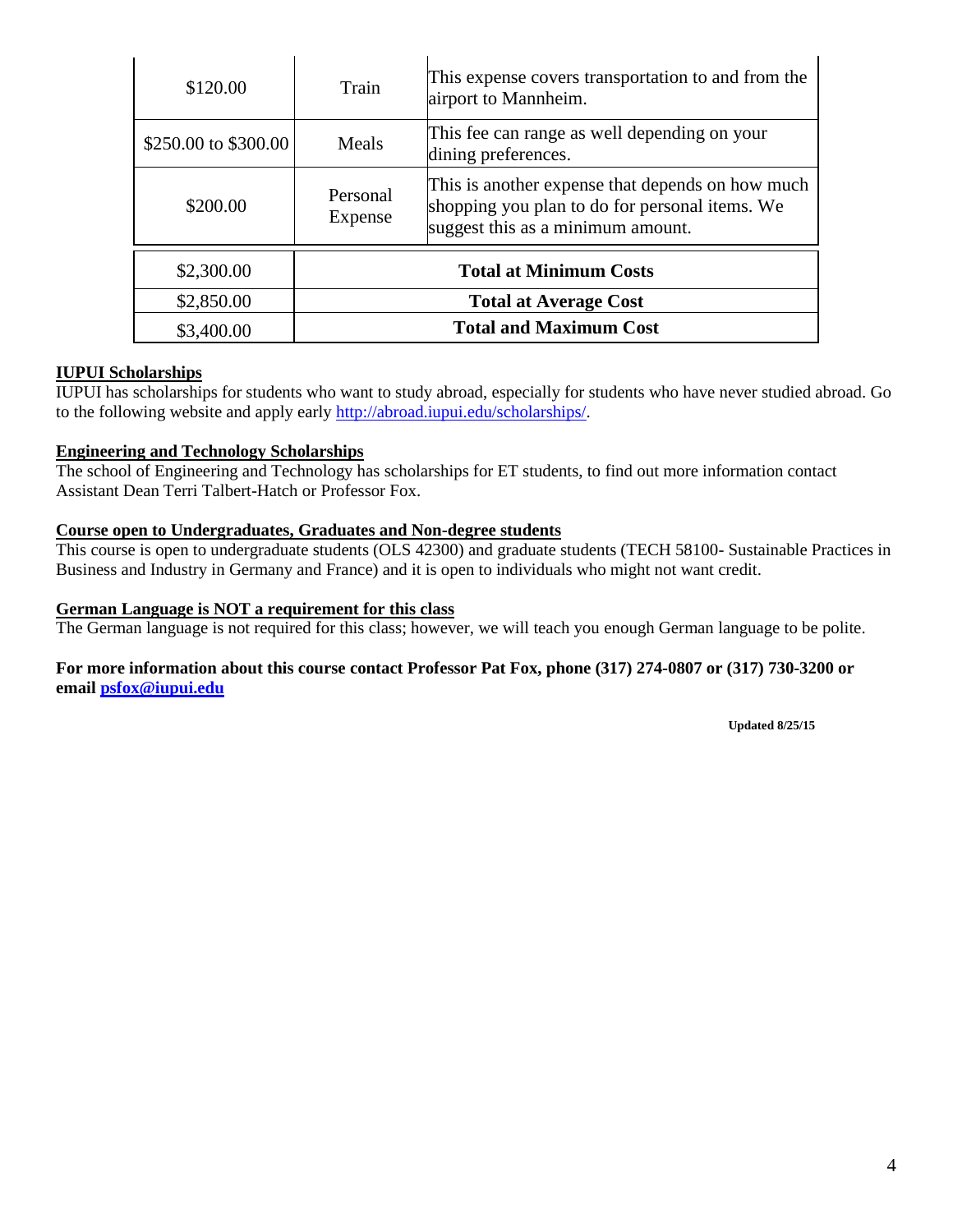| | | |
|---|---|---|
| \$120.00 | Train | This expense covers transportation to and from the airport to Mannheim. |
| \$250.00 to \$300.00 | Meals | This fee can range as well depending on your dining preferences. |
| \$200.00 | Personal Expense | This is another expense that depends on how much shopping you plan to do for personal items. We suggest this as a minimum amount. |
| \$2,300.00 | **Total at Minimum Costs** | |
| \$2,850.00 | **Total at Average Cost** | |
| \$3,400.00 | **Total and Maximum Cost** | |

**IUPUI Scholarships**

IUPUI has scholarships for students who want to study abroad, especially for students who have never studied abroad. Go to the following website and apply early http://abroad.iupui.edu/scholarships/.

**Engineering and Technology Scholarships**

The school of Engineering and Technology has scholarships for ET students, to find out more information contact Assistant Dean Terri Talbert-Hatch or Professor Fox.

**Course open to Undergraduates, Graduates and Non-degree students**

This course is open to undergraduate students (OLS 42300) and graduate students (TECH 58100- Sustainable Practices in Business and Industry in Germany and France) and it is open to individuals who might not want credit.

**German Language is NOT a requirement for this class**

The German language is not required for this class; however, we will teach you enough German language to be polite.

**For more information about this course contact Professor Pat Fox, phone (317) 274-0807 or (317) 730-3200 or email psfox@iupui.edu**

**Updated 8/25/15**